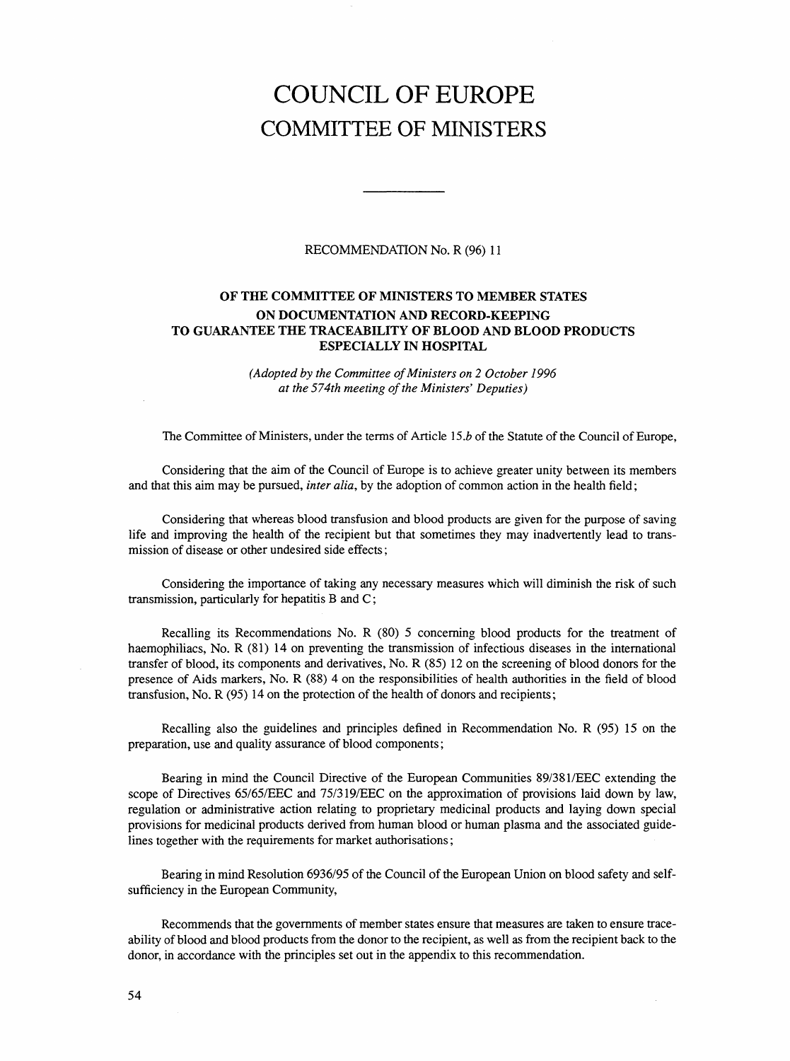# COUNCIL OF EUROPE
# COMMITTEE OF MINISTERS

---

RECOMMENDATION No. R (96) 11

## OF THE COMMITTEE OF MINISTERS TO MEMBER STATES ON DOCUMENTATION AND RECORD-KEEPING TO GUARANTEE THE TRACEABILITY OF BLOOD AND BLOOD PRODUCTS ESPECIALLY IN HOSPITAL

*(Adopted by the Committee of Ministers on 2 October 1996 at the 574th meeting of the Ministers' Deputies)*

The Committee of Ministers, under the terms of Article 15.*b* of the Statute of the Council of Europe,

Considering that the aim of the Council of Europe is to achieve greater unity between its members and that this aim may be pursued, *inter alia*, by the adoption of common action in the health field;

Considering that whereas blood transfusion and blood products are given for the purpose of saving life and improving the health of the recipient but that sometimes they may inadvertently lead to transmission of disease or other undesired side effects;

Considering the importance of taking any necessary measures which will diminish the risk of such transmission, particularly for hepatitis B and C;

Recalling its Recommendations No. R (80) 5 concerning blood products for the treatment of haemophiliacs, No. R (81) 14 on preventing the transmission of infectious diseases in the international transfer of blood, its components and derivatives, No. R (85) 12 on the screening of blood donors for the presence of Aids markers, No. R (88) 4 on the responsibilities of health authorities in the field of blood transfusion, No. R (95) 14 on the protection of the health of donors and recipients;

Recalling also the guidelines and principles defined in Recommendation No. R (95) 15 on the preparation, use and quality assurance of blood components;

Bearing in mind the Council Directive of the European Communities 89/381/EEC extending the scope of Directives 65/65/EEC and 75/319/EEC on the approximation of provisions laid down by law, regulation or administrative action relating to proprietary medicinal products and laying down special provisions for medicinal products derived from human blood or human plasma and the associated guidelines together with the requirements for market authorisations;

Bearing in mind Resolution 6936/95 of the Council of the European Union on blood safety and self-sufficiency in the European Community,

Recommends that the governments of member states ensure that measures are taken to ensure traceability of blood and blood products from the donor to the recipient, as well as from the recipient back to the donor, in accordance with the principles set out in the appendix to this recommendation.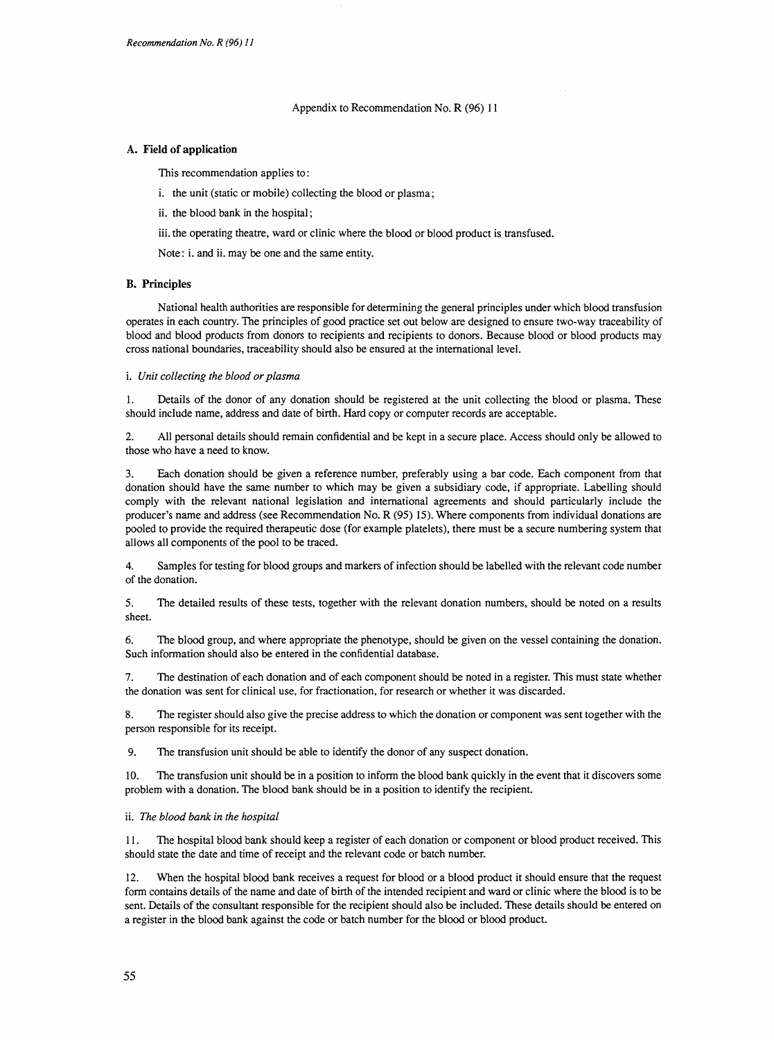Appendix to Recommendation No. R (96) 11

### A. Field of application

This recommendation applies to:

i. the unit (static or mobile) collecting the blood or plasma;

ii. the blood bank in the hospital;

iii. the operating theatre, ward or clinic where the blood or blood product is transfused.

Note: i. and ii. may be one and the same entity.

### B. Principles

National health authorities are responsible for determining the general principles under which blood transfusion operates in each country. The principles of good practice set out below are designed to ensure two-way traceability of blood and blood products from donors to recipients and recipients to donors. Because blood or blood products may cross national boundaries, traceability should also be ensured at the international level.

i. *Unit collecting the blood or plasma*

1. Details of the donor of any donation should be registered at the unit collecting the blood or plasma. These should include name, address and date of birth. Hard copy or computer records are acceptable.

2. All personal details should remain confidential and be kept in a secure place. Access should only be allowed to those who have a need to know.

3. Each donation should be given a reference number, preferably using a bar code. Each component from that donation should have the same number to which may be given a subsidiary code, if appropriate. Labelling should comply with the relevant national legislation and international agreements and should particularly include the producer's name and address (see Recommendation No. R (95) 15). Where components from individual donations are pooled to provide the required therapeutic dose (for example platelets), there must be a secure numbering system that allows all components of the pool to be traced.

4. Samples for testing for blood groups and markers of infection should be labelled with the relevant code number of the donation.

5. The detailed results of these tests, together with the relevant donation numbers, should be noted on a results sheet.

6. The blood group, and where appropriate the phenotype, should be given on the vessel containing the donation. Such information should also be entered in the confidential database.

7. The destination of each donation and of each component should be noted in a register. This must state whether the donation was sent for clinical use, for fractionation, for research or whether it was discarded.

8. The register should also give the precise address to which the donation or component was sent together with the person responsible for its receipt.

9. The transfusion unit should be able to identify the donor of any suspect donation.

10. The transfusion unit should be in a position to inform the blood bank quickly in the event that it discovers some problem with a donation. The blood bank should be in a position to identify the recipient.

ii. *The blood bank in the hospital*

11. The hospital blood bank should keep a register of each donation or component or blood product received. This should state the date and time of receipt and the relevant code or batch number.

12. When the hospital blood bank receives a request for blood or a blood product it should ensure that the request form contains details of the name and date of birth of the intended recipient and ward or clinic where the blood is to be sent. Details of the consultant responsible for the recipient should also be included. These details should be entered on a register in the blood bank against the code or batch number for the blood or blood product.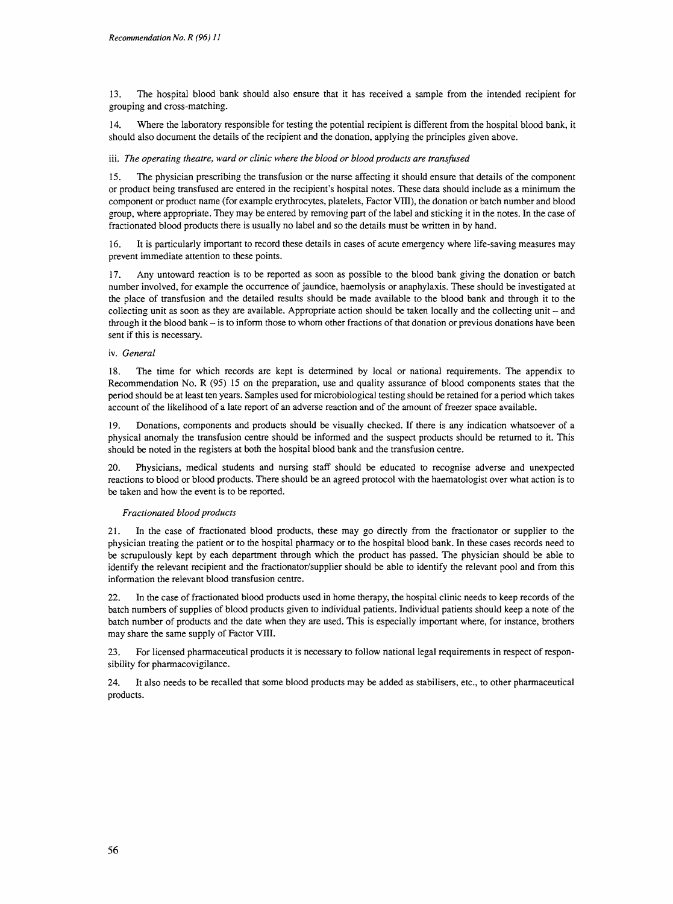13. The hospital blood bank should also ensure that it has received a sample from the intended recipient for grouping and cross-matching.

14. Where the laboratory responsible for testing the potential recipient is different from the hospital blood bank, it should also document the details of the recipient and the donation, applying the principles given above.

iii. *The operating theatre, ward or clinic where the blood or blood products are transfused*

15. The physician prescribing the transfusion or the nurse affecting it should ensure that details of the component or product being transfused are entered in the recipient's hospital notes. These data should include as a minimum the component or product name (for example erythrocytes, platelets, Factor VIII), the donation or batch number and blood group, where appropriate. They may be entered by removing part of the label and sticking it in the notes. In the case of fractionated blood products there is usually no label and so the details must be written in by hand.

16. It is particularly important to record these details in cases of acute emergency where life-saving measures may prevent immediate attention to these points.

17. Any untoward reaction is to be reported as soon as possible to the blood bank giving the donation or batch number involved, for example the occurrence of jaundice, haemolysis or anaphylaxis. These should be investigated at the place of transfusion and the detailed results should be made available to the blood bank and through it to the collecting unit as soon as they are available. Appropriate action should be taken locally and the collecting unit – and through it the blood bank – is to inform those to whom other fractions of that donation or previous donations have been sent if this is necessary.

iv. *General*

18. The time for which records are kept is determined by local or national requirements. The appendix to Recommendation No. R (95) 15 on the preparation, use and quality assurance of blood components states that the period should be at least ten years. Samples used for microbiological testing should be retained for a period which takes account of the likelihood of a late report of an adverse reaction and of the amount of freezer space available.

19. Donations, components and products should be visually checked. If there is any indication whatsoever of a physical anomaly the transfusion centre should be informed and the suspect products should be returned to it. This should be noted in the registers at both the hospital blood bank and the transfusion centre.

20. Physicians, medical students and nursing staff should be educated to recognise adverse and unexpected reactions to blood or blood products. There should be an agreed protocol with the haematologist over what action is to be taken and how the event is to be reported.

*Fractionated blood products*

21. In the case of fractionated blood products, these may go directly from the fractionator or supplier to the physician treating the patient or to the hospital pharmacy or to the hospital blood bank. In these cases records need to be scrupulously kept by each department through which the product has passed. The physician should be able to identify the relevant recipient and the fractionator/supplier should be able to identify the relevant pool and from this information the relevant blood transfusion centre.

22. In the case of fractionated blood products used in home therapy, the hospital clinic needs to keep records of the batch numbers of supplies of blood products given to individual patients. Individual patients should keep a note of the batch number of products and the date when they are used. This is especially important where, for instance, brothers may share the same supply of Factor VIII.

23. For licensed pharmaceutical products it is necessary to follow national legal requirements in respect of responsibility for pharmacovigilance.

24. It also needs to be recalled that some blood products may be added as stabilisers, etc., to other pharmaceutical products.